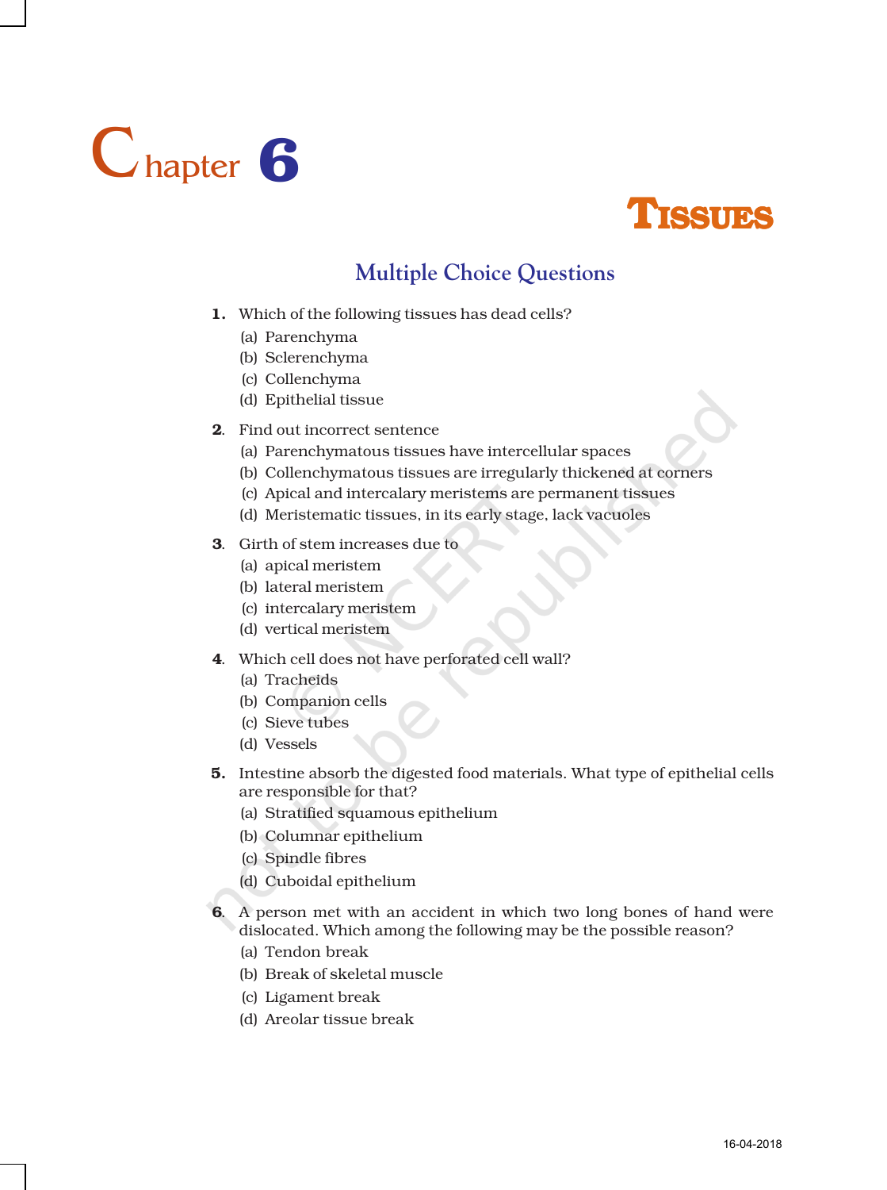# Chapter 6

# TISSUES

## Multiple Choice Questions

**1.** Which of the following tissues has dead cells?

(a) Parenchyma
(b) Sclerenchyma
(c) Collenchyma
(d) Epithelial tissue

**2.** Find out incorrect sentence

(a) Parenchymatous tissues have intercellular spaces
(b) Collenchymatous tissues are irregularly thickened at corners
(c) Apical and intercalary meristems are permanent tissues
(d) Meristematic tissues, in its early stage, lack vacuoles

**3.** Girth of stem increases due to

(a) apical meristem
(b) lateral meristem
(c) intercalary meristem
(d) vertical meristem

**4.** Which cell does not have perforated cell wall?

(a) Tracheids
(b) Companion cells
(c) Sieve tubes
(d) Vessels

**5.** Intestine absorb the digested food materials. What type of epithelial cells are responsible for that?

(a) Stratified squamous epithelium
(b) Columnar epithelium
(c) Spindle fibres
(d) Cuboidal epithelium

**6.** A person met with an accident in which two long bones of hand were dislocated. Which among the following may be the possible reason?

(a) Tendon break
(b) Break of skeletal muscle
(c) Ligament break
(d) Areolar tissue break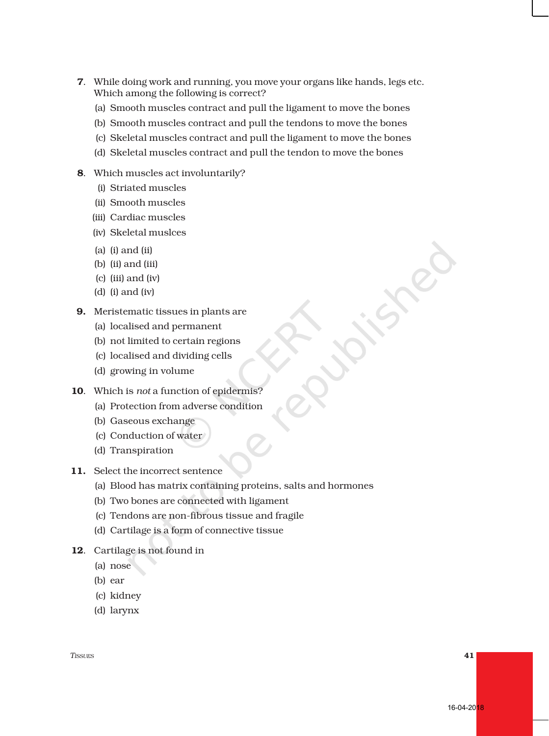**7**. While doing work and running, you move your organs like hands, legs etc. Which among the following is correct?

(a) Smooth muscles contract and pull the ligament to move the bones

(b) Smooth muscles contract and pull the tendons to move the bones

(c) Skeletal muscles contract and pull the ligament to move the bones

(d) Skeletal muscles contract and pull the tendon to move the bones

**8**. Which muscles act involuntarily?

(i) Striated muscles

(ii) Smooth muscles

(iii) Cardiac muscles

(iv) Skeletal muslces

(a) (i) and (ii)

(b) (ii) and (iii)

(c) (iii) and (iv)

(d) (i) and (iv)

**9.** Meristematic tissues in plants are

(a) localised and permanent

(b) not limited to certain regions

(c) localised and dividing cells

(d) growing in volume

**10**. Which is *not* a function of epidermis?

(a) Protection from adverse condition

(b) Gaseous exchange

(c) Conduction of water

(d) Transpiration

**11.** Select the incorrect sentence

(a) Blood has matrix containing proteins, salts and hormones

(b) Two bones are connected with ligament

(c) Tendons are non-fibrous tissue and fragile

(d) Cartilage is a form of connective tissue

**12**. Cartilage is not found in

(a) nose

(b) ear

(c) kidney

(d) larynx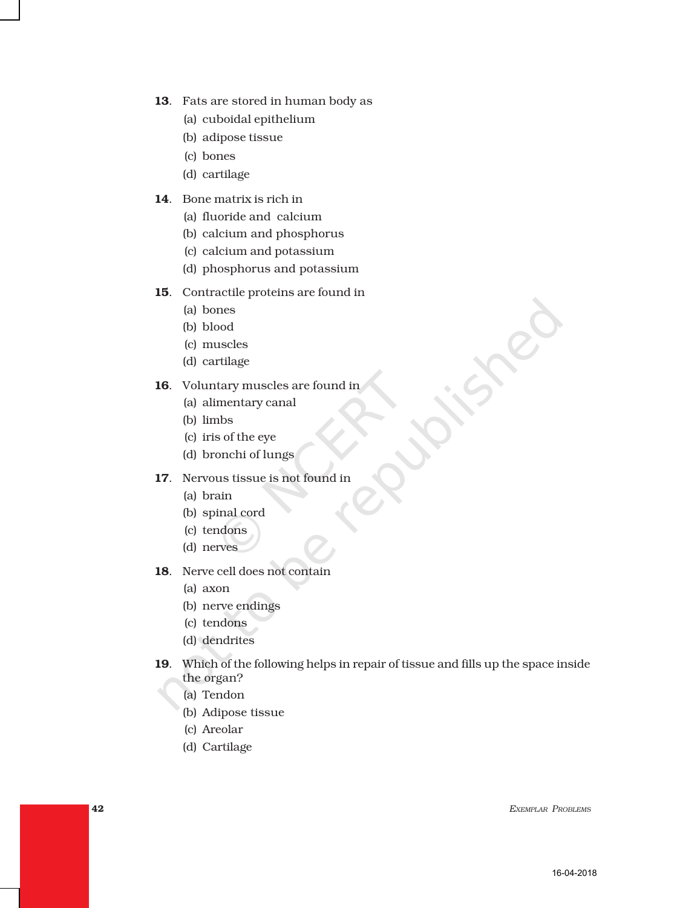**13**. Fats are stored in human body as

(a) cuboidal epithelium

(b) adipose tissue

(c) bones

(d) cartilage

**14**. Bone matrix is rich in

(a) fluoride and calcium

(b) calcium and phosphorus

(c) calcium and potassium

(d) phosphorus and potassium

**15**. Contractile proteins are found in

(a) bones

(b) blood

(c) muscles

(d) cartilage

**16**. Voluntary muscles are found in

(a) alimentary canal

(b) limbs

(c) iris of the eye

(d) bronchi of lungs

**17**. Nervous tissue is not found in

(a) brain

(b) spinal cord

(c) tendons

(d) nerves

**18**. Nerve cell does not contain

(a) axon

(b) nerve endings

(c) tendons

(d) dendrites

**19**. Which of the following helps in repair of tissue and fills up the space inside the organ?

(a) Tendon

(b) Adipose tissue

(c) Areolar

(d) Cartilage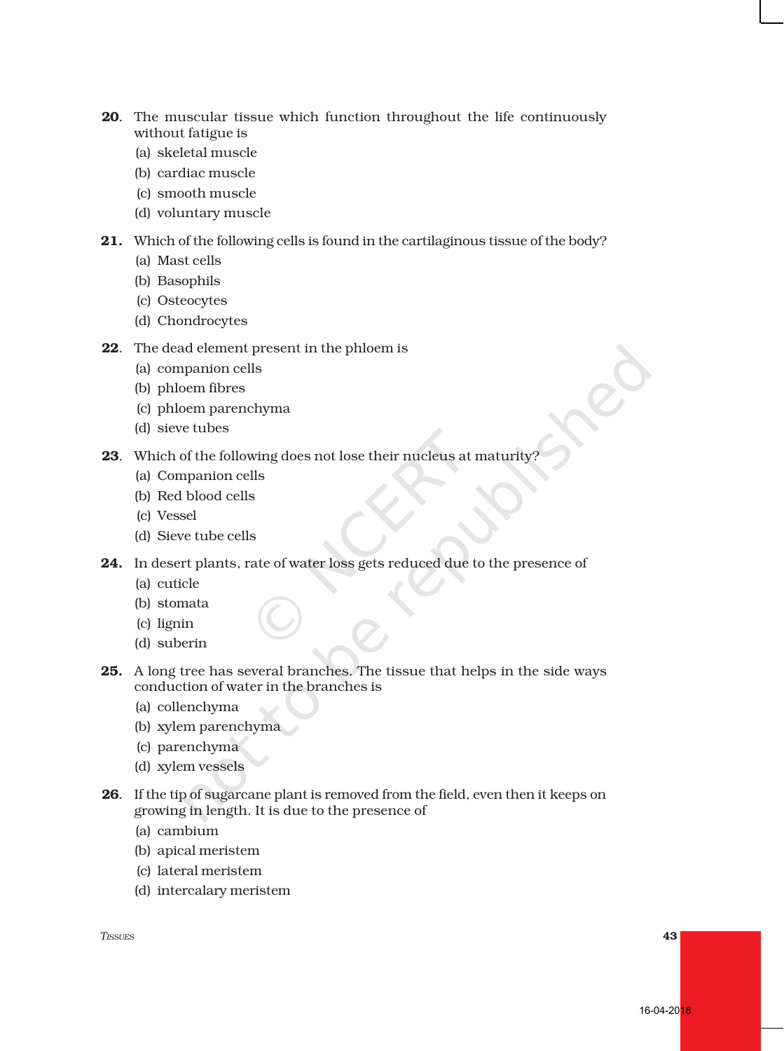**20**. The muscular tissue which function throughout the life continuously without fatigue is

(a) skeletal muscle
(b) cardiac muscle
(c) smooth muscle
(d) voluntary muscle

**21.** Which of the following cells is found in the cartilaginous tissue of the body?

(a) Mast cells
(b) Basophils
(c) Osteocytes
(d) Chondrocytes

**22**. The dead element present in the phloem is

(a) companion cells
(b) phloem fibres
(c) phloem parenchyma
(d) sieve tubes

**23**. Which of the following does not lose their nucleus at maturity?

(a) Companion cells
(b) Red blood cells
(c) Vessel
(d) Sieve tube cells

**24.** In desert plants, rate of water loss gets reduced due to the presence of

(a) cuticle
(b) stomata
(c) lignin
(d) suberin

**25.** A long tree has several branches. The tissue that helps in the side ways conduction of water in the branches is

(a) collenchyma
(b) xylem parenchyma
(c) parenchyma
(d) xylem vessels

**26**. If the tip of sugarcane plant is removed from the field, even then it keeps on growing in length. It is due to the presence of

(a) cambium
(b) apical meristem
(c) lateral meristem
(d) intercalary meristem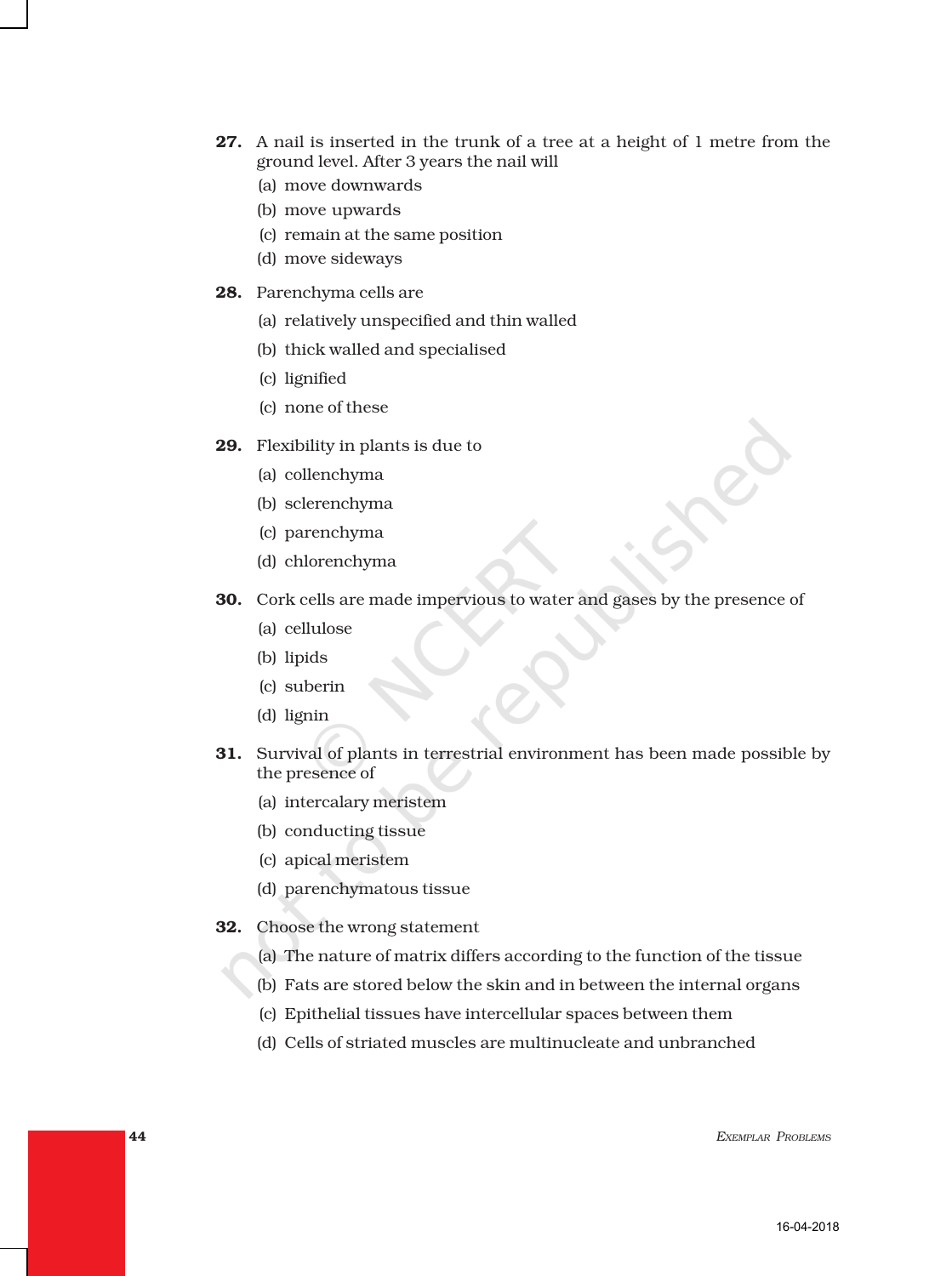27. A nail is inserted in the trunk of a tree at a height of 1 metre from the ground level. After 3 years the nail will

 (a) move downwards
 (b) move upwards
 (c) remain at the same position
 (d) move sideways

28. Parenchyma cells are

 (a) relatively unspecified and thin walled
 (b) thick walled and specialised
 (c) lignified
 (c) none of these

29. Flexibility in plants is due to

 (a) collenchyma
 (b) sclerenchyma
 (c) parenchyma
 (d) chlorenchyma

30. Cork cells are made impervious to water and gases by the presence of

 (a) cellulose
 (b) lipids
 (c) suberin
 (d) lignin

31. Survival of plants in terrestrial environment has been made possible by the presence of

 (a) intercalary meristem
 (b) conducting tissue
 (c) apical meristem
 (d) parenchymatous tissue

32. Choose the wrong statement

 (a) The nature of matrix differs according to the function of the tissue
 (b) Fats are stored below the skin and in between the internal organs
 (c) Epithelial tissues have intercellular spaces between them
 (d) Cells of striated muscles are multinucleate and unbranched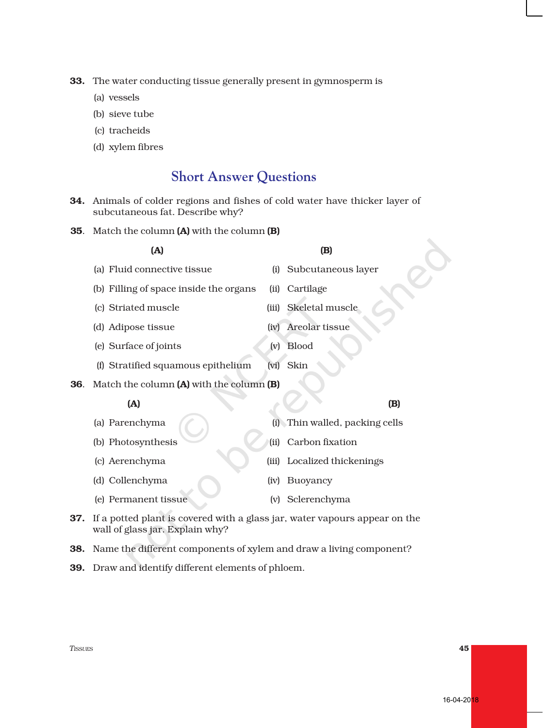**33.** The water conducting tissue generally present in gymnosperm is

(a) vessels

(b) sieve tube

(c) tracheids

(d) xylem fibres

## Short Answer Questions

**34.** Animals of colder regions and fishes of cold water have thicker layer of subcutaneous fat. Describe why?

**35.** Match the column **(A)** with the column **(B)**

| (A) | (B) |
|---|---|
| (a) Fluid connective tissue | (i) Subcutaneous layer |
| (b) Filling of space inside the organs | (ii) Cartilage |
| (c) Striated muscle | (iii) Skeletal muscle |
| (d) Adipose tissue | (iv) Areolar tissue |
| (e) Surface of joints | (v) Blood |
| (f) Stratified squamous epithelium | (vi) Skin |

**36.** Match the column **(A)** with the column **(B)**

| (A) | (B) |
|---|---|
| (a) Parenchyma | (i) Thin walled, packing cells |
| (b) Photosynthesis | (ii) Carbon fixation |
| (c) Aerenchyma | (iii) Localized thickenings |
| (d) Collenchyma | (iv) Buoyancy |
| (e) Permanent tissue | (v) Sclerenchyma |

**37.** If a potted plant is covered with a glass jar, water vapours appear on the wall of glass jar. Explain why?

**38.** Name the different components of xylem and draw a living component?

**39.** Draw and identify different elements of phloem.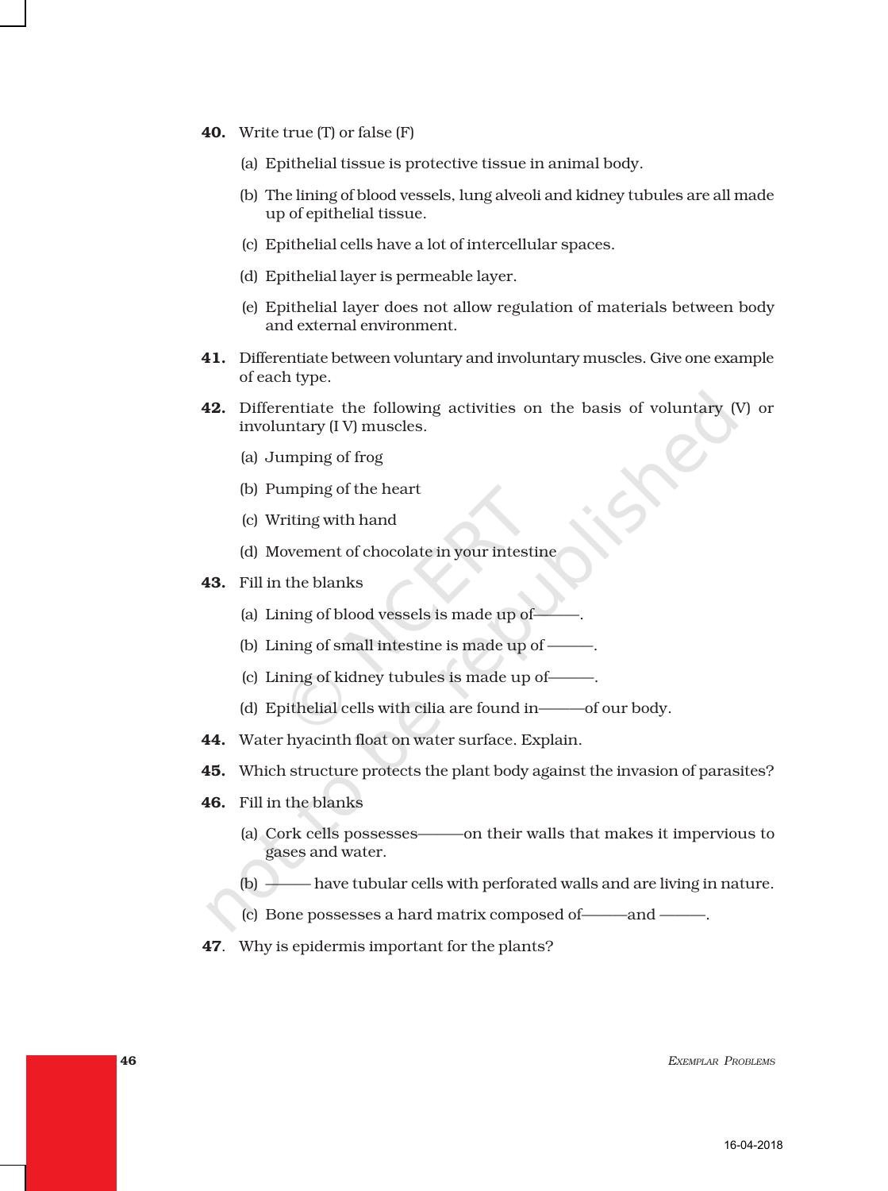**40.** Write true (T) or false (F)

(a) Epithelial tissue is protective tissue in animal body.

(b) The lining of blood vessels, lung alveoli and kidney tubules are all made up of epithelial tissue.

(c) Epithelial cells have a lot of intercellular spaces.

(d) Epithelial layer is permeable layer.

(e) Epithelial layer does not allow regulation of materials between body and external environment.

**41.** Differentiate between voluntary and involuntary muscles. Give one example of each type.

**42.** Differentiate the following activities on the basis of voluntary (V) or involuntary (I V) muscles.

(a) Jumping of frog

(b) Pumping of the heart

(c) Writing with hand

(d) Movement of chocolate in your intestine

**43.** Fill in the blanks

(a) Lining of blood vessels is made up of———.

(b) Lining of small intestine is made up of ———.

(c) Lining of kidney tubules is made up of———.

(d) Epithelial cells with cilia are found in———of our body.

**44.** Water hyacinth float on water surface. Explain.

**45.** Which structure protects the plant body against the invasion of parasites?

**46.** Fill in the blanks

(a) Cork cells possesses———on their walls that makes it impervious to gases and water.

(b) ——— have tubular cells with perforated walls and are living in nature.

(c) Bone possesses a hard matrix composed of———and ———.

**47**. Why is epidermis important for the plants?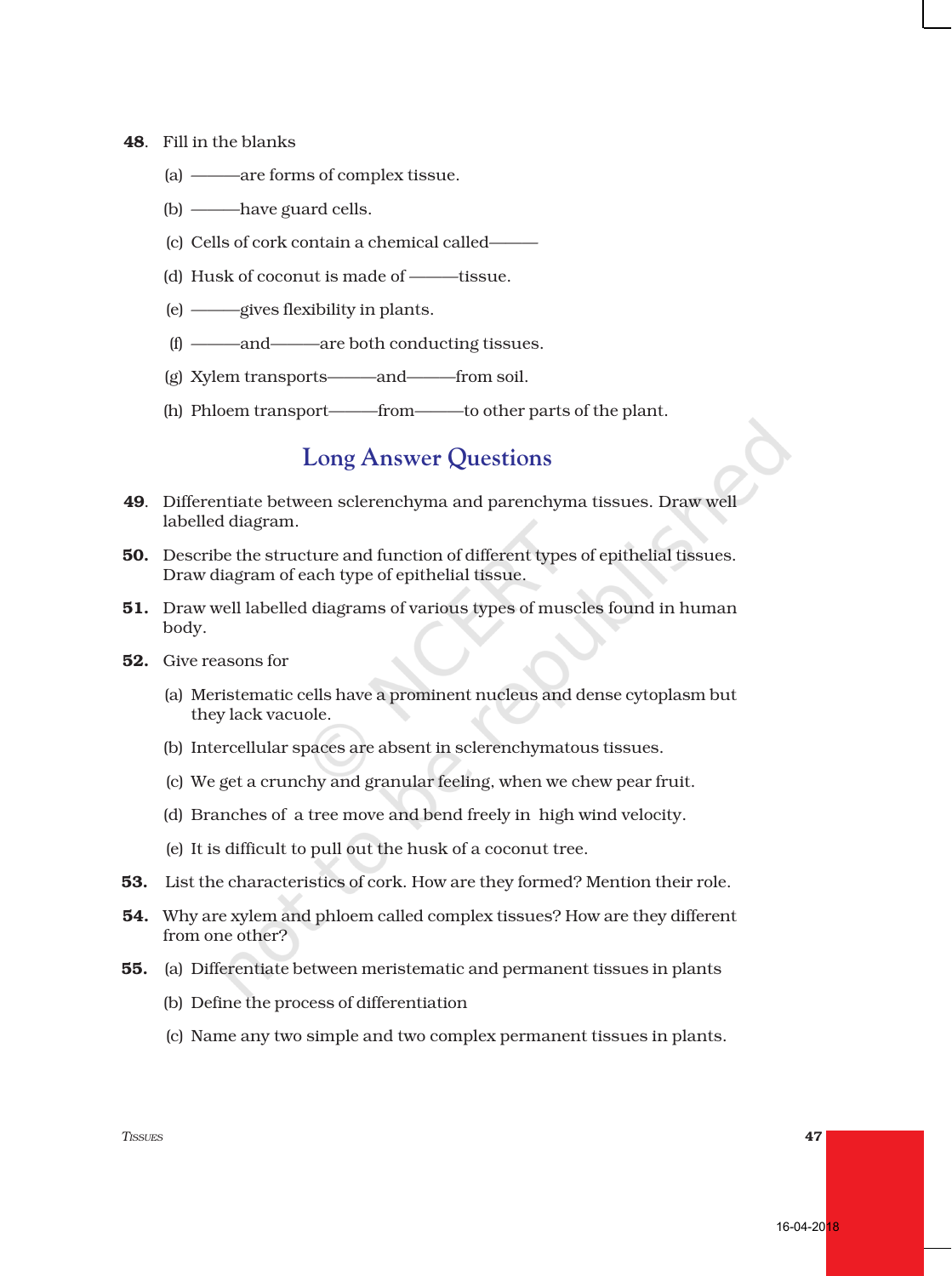**48**. Fill in the blanks

(a) ———are forms of complex tissue.

(b) ———have guard cells.

(c) Cells of cork contain a chemical called———

(d) Husk of coconut is made of ———tissue.

(e) ———gives flexibility in plants.

(f) ———and———are both conducting tissues.

(g) Xylem transports———and———from soil.

(h) Phloem transport———from———to other parts of the plant.

## Long Answer Questions

**49**. Differentiate between sclerenchyma and parenchyma tissues. Draw well labelled diagram.

**50.** Describe the structure and function of different types of epithelial tissues. Draw diagram of each type of epithelial tissue.

**51.** Draw well labelled diagrams of various types of muscles found in human body.

**52.** Give reasons for

(a) Meristematic cells have a prominent nucleus and dense cytoplasm but they lack vacuole.

(b) Intercellular spaces are absent in sclerenchymatous tissues.

(c) We get a crunchy and granular feeling, when we chew pear fruit.

(d) Branches of a tree move and bend freely in high wind velocity.

(e) It is difficult to pull out the husk of a coconut tree.

**53.** List the characteristics of cork. How are they formed? Mention their role.

**54.** Why are xylem and phloem called complex tissues? How are they different from one other?

**55.** (a) Differentiate between meristematic and permanent tissues in plants

(b) Define the process of differentiation

(c) Name any two simple and two complex permanent tissues in plants.